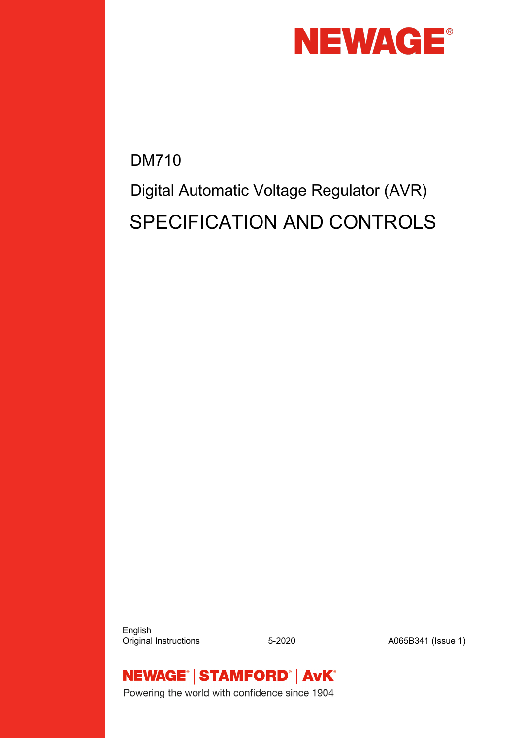NEWAGE®

DM710

Digital Automatic Voltage Regulator (AVR)

# SPECIFICATION AND CONTROLS

English

Original Instructions 5-2020 A065B341 (Issue 1)

NEWAGE® | STAMFORD® | AvK®

Powering the world with confidence since 1904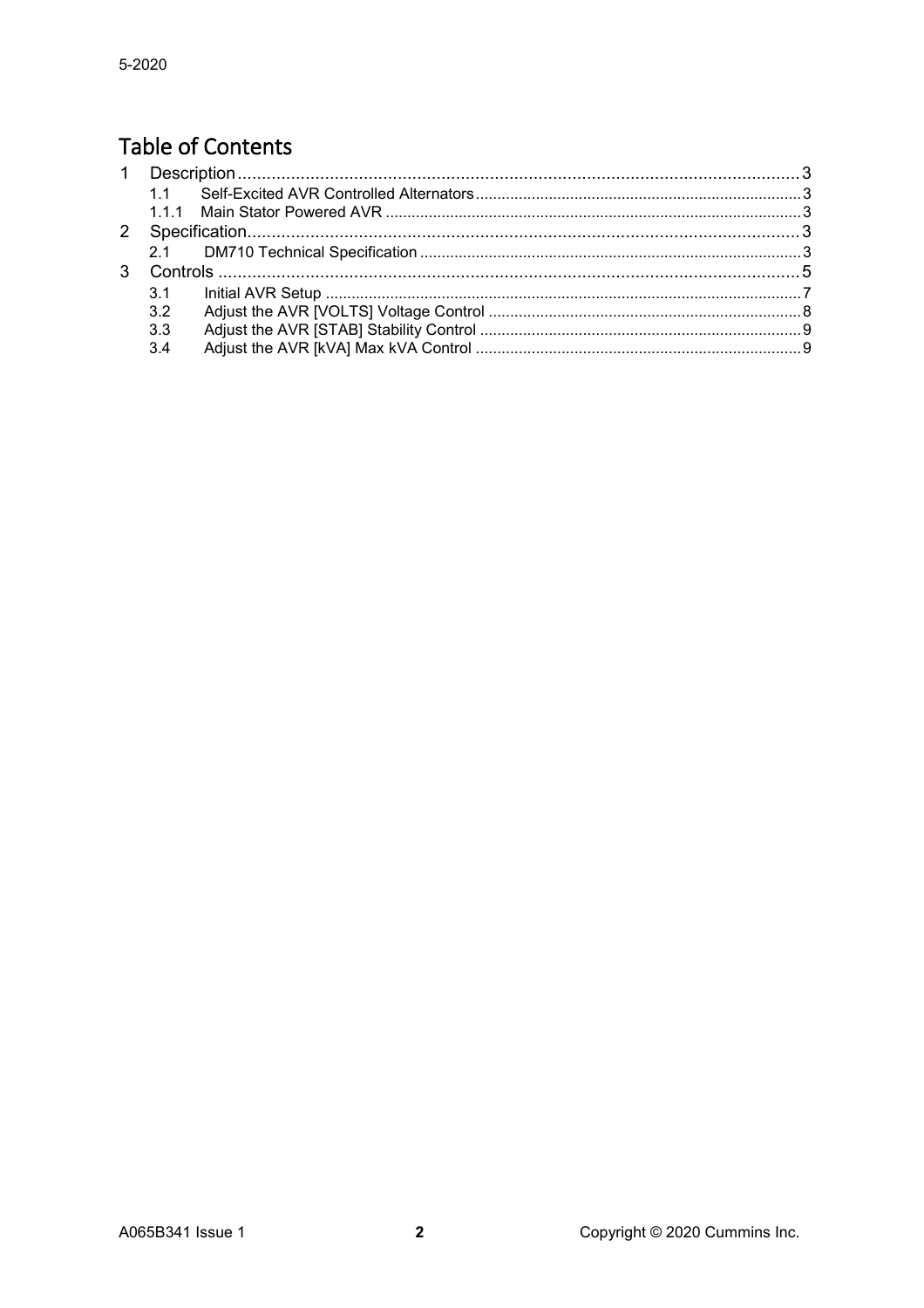# Table of Contents

| | | |
|---|---|---|
| 1 | Description | 3 |
| 1.1 | Self-Excited AVR Controlled Alternators | 3 |
| 1.1.1 | Main Stator Powered AVR | 3 |
| 2 | Specification | 3 |
| 2.1 | DM710 Technical Specification | 3 |
| 3 | Controls | 5 |
| 3.1 | Initial AVR Setup | 7 |
| 3.2 | Adjust the AVR [VOLTS] Voltage Control | 8 |
| 3.3 | Adjust the AVR [STAB] Stability Control | 9 |
| 3.4 | Adjust the AVR [kVA] Max kVA Control | 9 |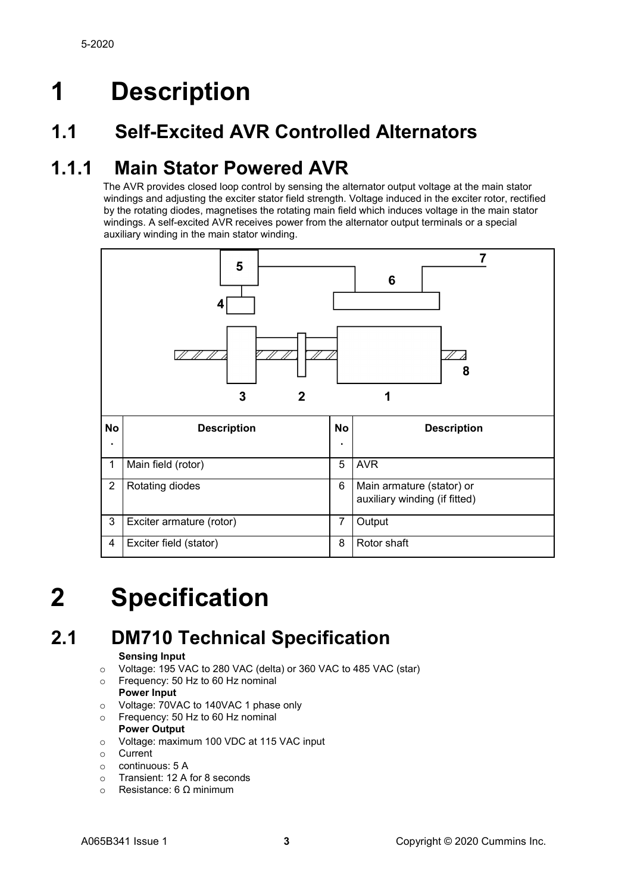// 1 Description

# 1 Description

## 1.1 Self-Excited AVR Controlled Alternators

### 1.1.1 Main Stator Powered AVR

The AVR provides closed loop control by sensing the alternator output voltage at the main stator windings and adjusting the exciter stator field strength. Voltage induced in the exciter rotor, rectified by the rotating diodes, magnetises the rotating main field which induces voltage in the main stator windings. A self-excited AVR receives power from the alternator output terminals or a special auxiliary winding in the main stator winding.

| No. | Description | No. | Description |
|---|---|---|---|
| 1 | Main field (rotor) | 5 | AVR |
| 2 | Rotating diodes | 6 | Main armature (stator) or auxiliary winding (if fitted) |
| 3 | Exciter armature (rotor) | 7 | Output |
| 4 | Exciter field (stator) | 8 | Rotor shaft |

# 2 Specification

## 2.1 DM710 Technical Specification

**Sensing Input**

- Voltage: 195 VAC to 280 VAC (delta) or 360 VAC to 485 VAC (star)
- Frequency: 50 Hz to 60 Hz nominal

**Power Input**

- Voltage: 70VAC to 140VAC 1 phase only
- Frequency: 50 Hz to 60 Hz nominal

**Power Output**

- Voltage: maximum 100 VDC at 115 VAC input
- Current
- continuous: 5 A
- Transient: 12 A for 8 seconds
- Resistance: 6 Ω minimum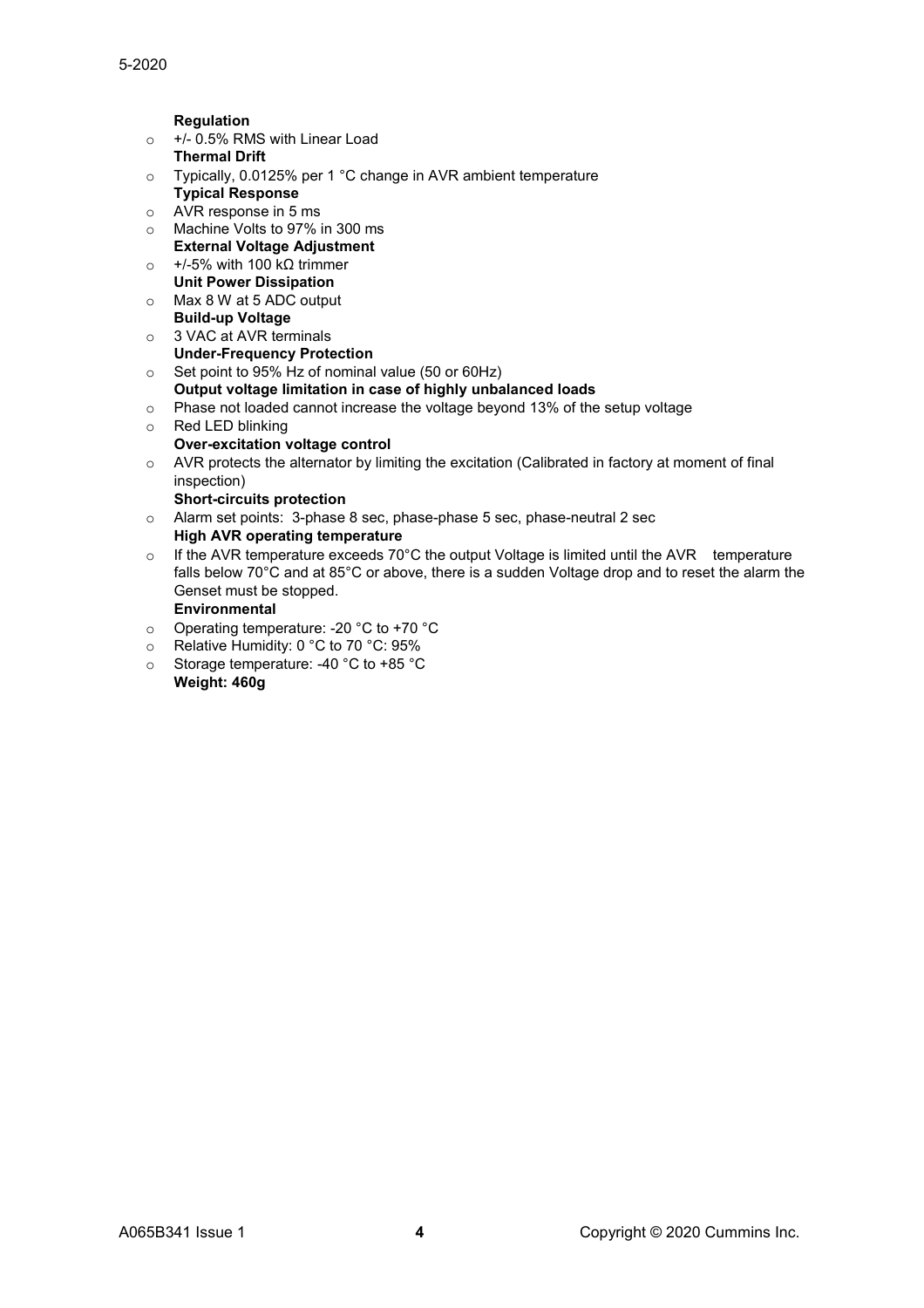**Regulation**

- +/- 0.5% RMS with Linear Load

**Thermal Drift**

- Typically, 0.0125% per 1 °C change in AVR ambient temperature

**Typical Response**

- AVR response in 5 ms
- Machine Volts to 97% in 300 ms

**External Voltage Adjustment**

- +/-5% with 100 kΩ trimmer

**Unit Power Dissipation**

- Max 8 W at 5 ADC output

**Build-up Voltage**

- 3 VAC at AVR terminals

**Under-Frequency Protection**

- Set point to 95% Hz of nominal value (50 or 60Hz)

**Output voltage limitation in case of highly unbalanced loads**

- Phase not loaded cannot increase the voltage beyond 13% of the setup voltage
- Red LED blinking

**Over-excitation voltage control**

- AVR protects the alternator by limiting the excitation (Calibrated in factory at moment of final inspection)

**Short-circuits protection**

- Alarm set points: 3-phase 8 sec, phase-phase 5 sec, phase-neutral 2 sec

**High AVR operating temperature**

- If the AVR temperature exceeds 70°C the output Voltage is limited until the AVR temperature falls below 70°C and at 85°C or above, there is a sudden Voltage drop and to reset the alarm the Genset must be stopped.

**Environmental**

- Operating temperature: -20 °C to +70 °C
- Relative Humidity: 0 °C to 70 °C: 95%
- Storage temperature: -40 °C to +85 °C

**Weight: 460g**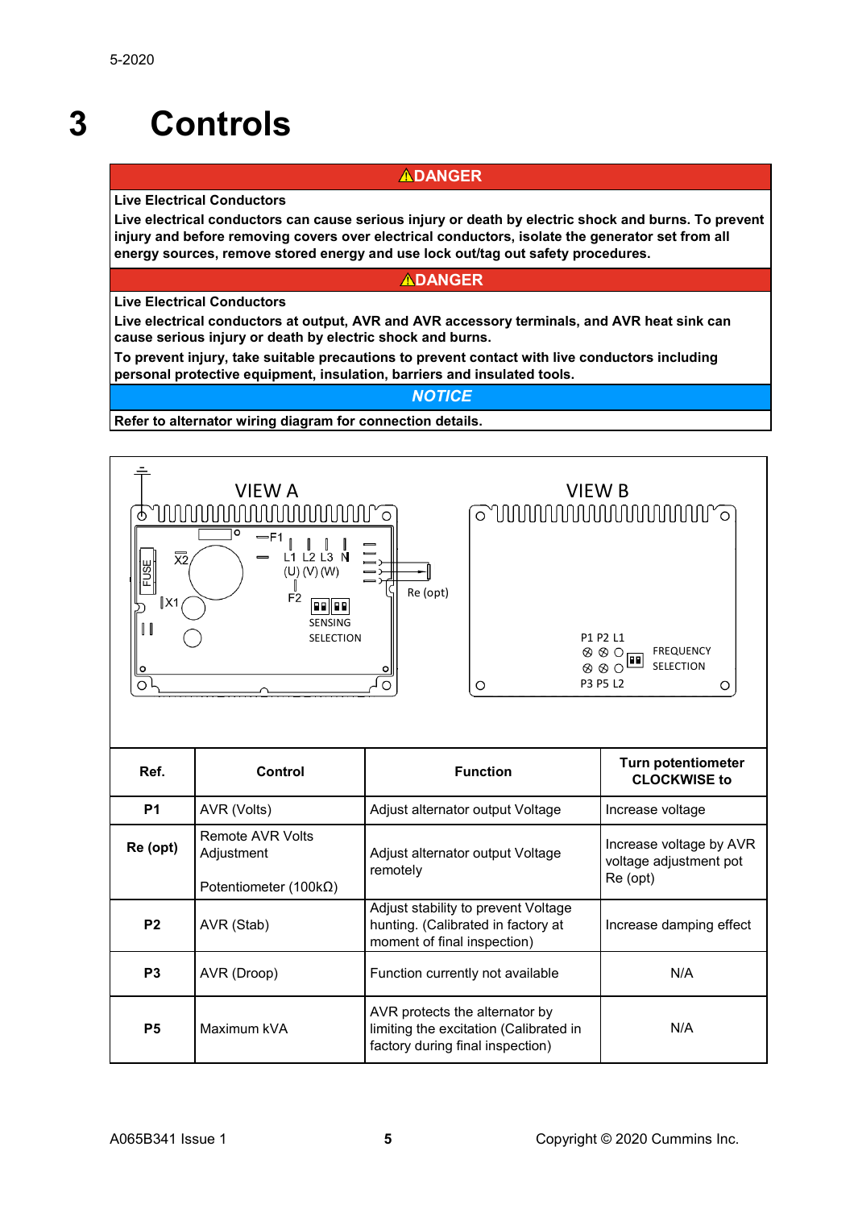5-2020

# 3 Controls

| ⚠DANGER |
|---|
| **Live Electrical Conductors** |
| **Live electrical conductors can cause serious injury or death by electric shock and burns. To prevent injury and before removing covers over electrical conductors, isolate the generator set from all energy sources, remove stored energy and use lock out/tag out safety procedures.** |

| ⚠DANGER |
|---|
| **Live Electrical Conductors** |
| **Live electrical conductors at output, AVR and AVR accessory terminals, and AVR heat sink can cause serious injury or death by electric shock and burns.** |
| **To prevent injury, take suitable precautions to prevent contact with live conductors including personal protective equipment, insulation, barriers and insulated tools.** |

| *NOTICE* |
|---|
| **Refer to alternator wiring diagram for connection details.** |

VIEW A

FUSE X2 X1 F1 L1 L2 L3 N (U) (V) (W) F2 SENSING SELECTION Re (opt)

VIEW B

P1 P2 L1 P3 P5 L2 FREQUENCY SELECTION

| Ref. | Control | Function | Turn potentiometer CLOCKWISE to |
|---|---|---|---|
| **P1** | AVR (Volts) | Adjust alternator output Voltage | Increase voltage |
| **Re (opt)** | Remote AVR Volts Adjustment<br><br>Potentiometer (100kΩ) | Adjust alternator output Voltage remotely | Increase voltage by AVR voltage adjustment pot Re (opt) |
| **P2** | AVR (Stab) | Adjust stability to prevent Voltage hunting. (Calibrated in factory at moment of final inspection) | Increase damping effect |
| **P3** | AVR (Droop) | Function currently not available | N/A |
| **P5** | Maximum kVA | AVR protects the alternator by limiting the excitation (Calibrated in factory during final inspection) | N/A |

A065B341 Issue 1 Copyright © 2020 Cummins Inc.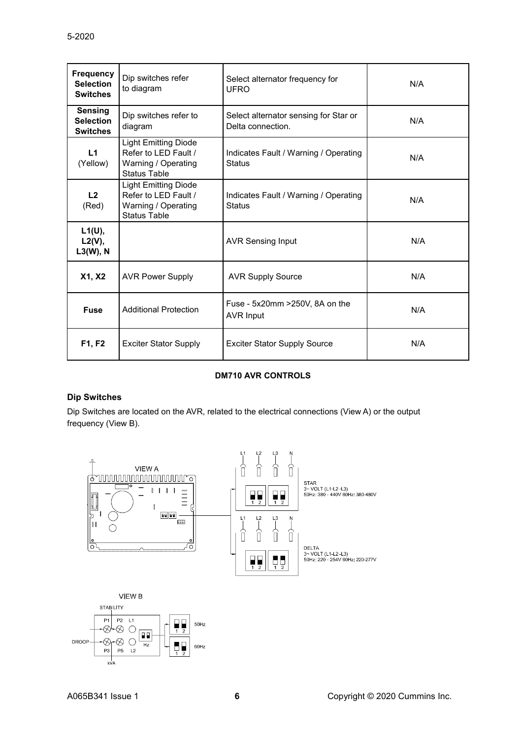| **Frequency Selection Switches** | Dip switches refer to diagram | Select alternator frequency for UFRO | N/A |
|---|---|---|---|
| **Sensing Selection Switches** | Dip switches refer to diagram | Select alternator sensing for Star or Delta connection. | N/A |
| **L1** (Yellow) | Light Emitting Diode Refer to LED Fault / Warning / Operating Status Table | Indicates Fault / Warning / Operating Status | N/A |
| **L2** (Red) | Light Emitting Diode Refer to LED Fault / Warning / Operating Status Table | Indicates Fault / Warning / Operating Status | N/A |
| **L1(U), L2(V), L3(W), N** | | AVR Sensing Input | N/A |
| **X1, X2** | AVR Power Supply | AVR Supply Source | N/A |
| **Fuse** | Additional Protection | Fuse - 5x20mm >250V, 8A on the AVR Input | N/A |
| **F1, F2** | Exciter Stator Supply | Exciter Stator Supply Source | N/A |

**DM710 AVR CONTROLS**

### Dip Switches

Dip Switches are located on the AVR, related to the electrical connections (View A) or the output frequency (View B).

VIEW A

STAR
3~ VOLT (L1-L2-L3)
50Hz: 380 - 440V 60Hz: 380-480V

DELTA
3~ VOLT (L1-L2-L3)
50Hz: 220 - 254V 60Hz: 220-277V

VIEW B

STABILITY, DROOP, kVA, P1, P2, P3, P5, L1, L2, Hz

50Hz

60Hz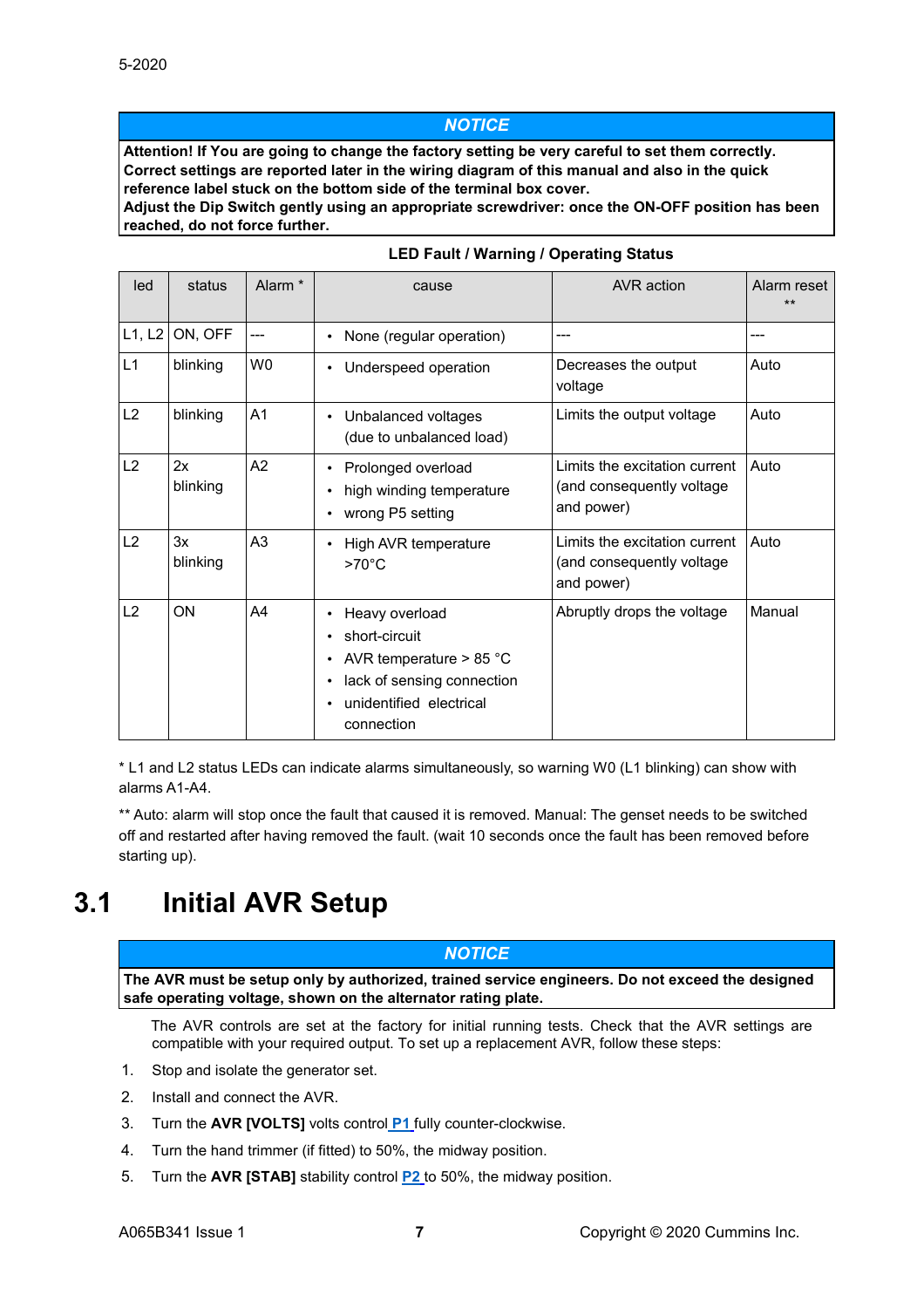**NOTICE**

**Attention! If You are going to change the factory setting be very careful to set them correctly. Correct settings are reported later in the wiring diagram of this manual and also in the quick reference label stuck on the bottom side of the terminal box cover.**
**Adjust the Dip Switch gently using an appropriate screwdriver: once the ON-OFF position has been reached, do not force further.**

**LED Fault / Warning / Operating Status**

| led | status | Alarm * | cause | AVR action | Alarm reset ** |
|---|---|---|---|---|---|
| L1, L2 | ON, OFF | --- | • None (regular operation) | --- | --- |
| L1 | blinking | W0 | • Underspeed operation | Decreases the output voltage | Auto |
| L2 | blinking | A1 | • Unbalanced voltages (due to unbalanced load) | Limits the output voltage | Auto |
| L2 | 2x blinking | A2 | • Prolonged overload<br>• high winding temperature<br>• wrong P5 setting | Limits the excitation current (and consequently voltage and power) | Auto |
| L2 | 3x blinking | A3 | • High AVR temperature >70°C | Limits the excitation current (and consequently voltage and power) | Auto |
| L2 | ON | A4 | • Heavy overload<br>• short-circuit<br>• AVR temperature > 85 °C<br>• lack of sensing connection<br>• unidentified electrical connection | Abruptly drops the voltage | Manual |

* L1 and L2 status LEDs can indicate alarms simultaneously, so warning W0 (L1 blinking) can show with alarms A1-A4.

** Auto: alarm will stop once the fault that caused it is removed. Manual: The genset needs to be switched off and restarted after having removed the fault. (wait 10 seconds once the fault has been removed before starting up).

# 3.1 Initial AVR Setup

**NOTICE**

**The AVR must be setup only by authorized, trained service engineers. Do not exceed the designed safe operating voltage, shown on the alternator rating plate.**

The AVR controls are set at the factory for initial running tests. Check that the AVR settings are compatible with your required output. To set up a replacement AVR, follow these steps:

1. Stop and isolate the generator set.
2. Install and connect the AVR.
3. Turn the **AVR [VOLTS]** volts control P1 fully counter-clockwise.
4. Turn the hand trimmer (if fitted) to 50%, the midway position.
5. Turn the **AVR [STAB]** stability control P2 to 50%, the midway position.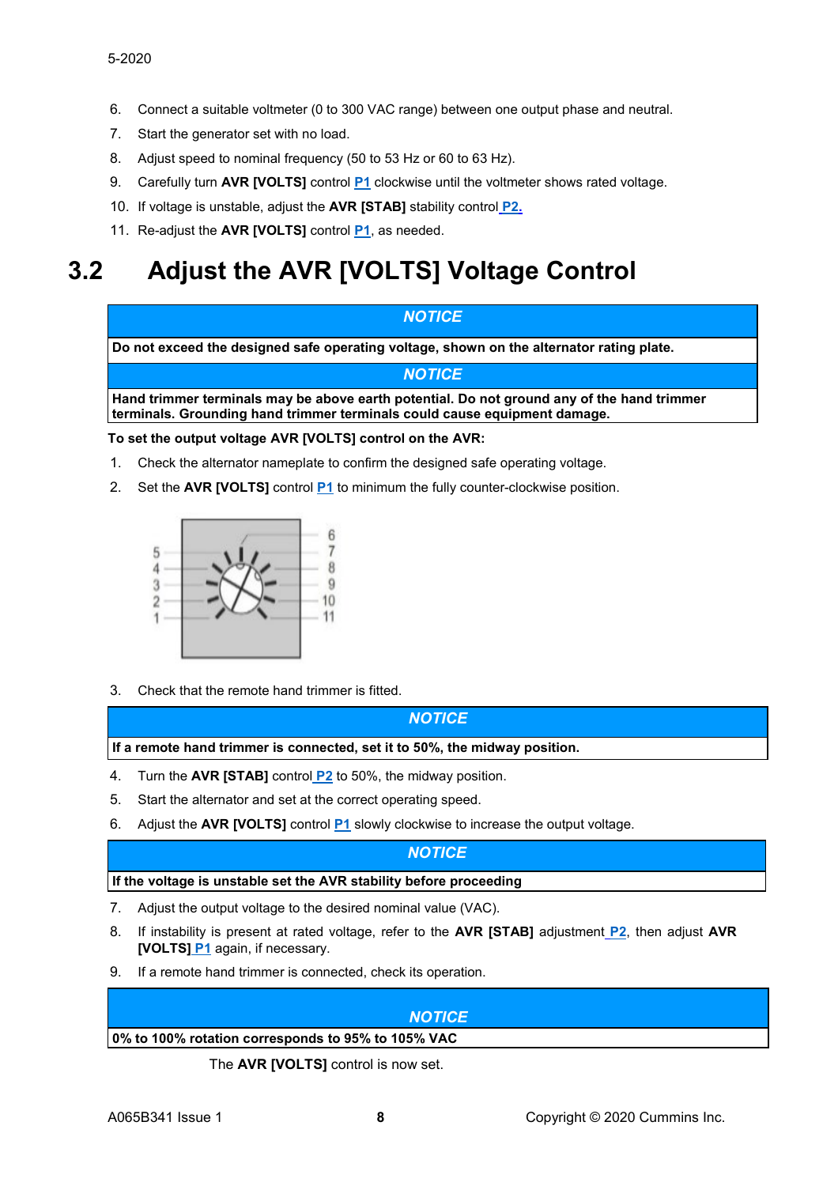6. Connect a suitable voltmeter (0 to 300 VAC range) between one output phase and neutral.
7. Start the generator set with no load.
8. Adjust speed to nominal frequency (50 to 53 Hz or 60 to 63 Hz).
9. Carefully turn **AVR [VOLTS]** control P1 clockwise until the voltmeter shows rated voltage.
10. If voltage is unstable, adjust the **AVR [STAB]** stability control P2.
11. Re-adjust the **AVR [VOLTS]** control P1, as needed.

## 3.2 Adjust the AVR [VOLTS] Voltage Control

| *NOTICE* |
|---|
| **Do not exceed the designed safe operating voltage, shown on the alternator rating plate.** |

| *NOTICE* |
|---|
| **Hand trimmer terminals may be above earth potential. Do not ground any of the hand trimmer terminals. Grounding hand trimmer terminals could cause equipment damage.** |

**To set the output voltage AVR [VOLTS] control on the AVR:**

1. Check the alternator nameplate to confirm the designed safe operating voltage.
2. Set the **AVR [VOLTS]** control P1 to minimum the fully counter-clockwise position.
3. Check that the remote hand trimmer is fitted.

| *NOTICE* |
|---|
| **If a remote hand trimmer is connected, set it to 50%, the midway position.** |

4. Turn the **AVR [STAB]** control P2 to 50%, the midway position.
5. Start the alternator and set at the correct operating speed.
6. Adjust the **AVR [VOLTS]** control P1 slowly clockwise to increase the output voltage.

| *NOTICE* |
|---|
| **If the voltage is unstable set the AVR stability before proceeding** |

7. Adjust the output voltage to the desired nominal value (VAC).
8. If instability is present at rated voltage, refer to the **AVR [STAB]** adjustment P2, then adjust **AVR [VOLTS]** P1 again, if necessary.
9. If a remote hand trimmer is connected, check its operation.

| *NOTICE* |
|---|
| **0% to 100% rotation corresponds to 95% to 105% VAC** |

The **AVR [VOLTS]** control is now set.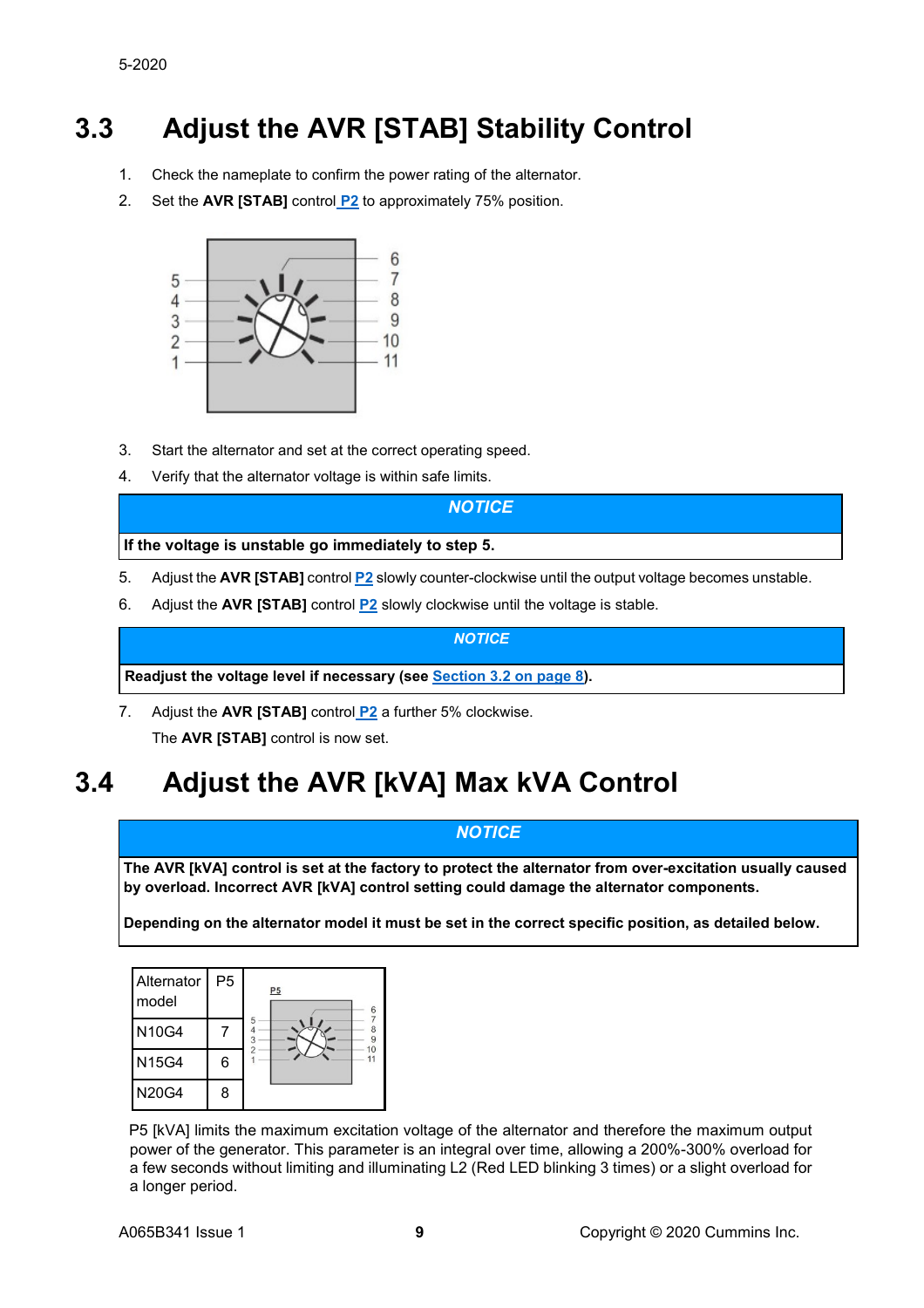## 3.3 Adjust the AVR [STAB] Stability Control

1. Check the nameplate to confirm the power rating of the alternator.
2. Set the **AVR [STAB]** control **P2** to approximately 75% position.
3. Start the alternator and set at the correct operating speed.
4. Verify that the alternator voltage is within safe limits.

| *NOTICE* |
|---|
| **If the voltage is unstable go immediately to step 5.** |

5. Adjust the **AVR [STAB]** control **P2** slowly counter-clockwise until the output voltage becomes unstable.
6. Adjust the **AVR [STAB]** control **P2** slowly clockwise until the voltage is stable.

| *NOTICE* |
|---|
| **Readjust the voltage level if necessary (see Section 3.2 on page 8).** |

7. Adjust the **AVR [STAB]** control **P2** a further 5% clockwise.

   The **AVR [STAB]** control is now set.

## 3.4 Adjust the AVR [kVA] Max kVA Control

| *NOTICE* |
|---|
| **The AVR [kVA] control is set at the factory to protect the alternator from over-excitation usually caused by overload. Incorrect AVR [kVA] control setting could damage the alternator components.** <br><br> **Depending on the alternator model it must be set in the correct specific position, as detailed below.** |

| Alternator model | P5 |
|---|---|
| N10G4 | 7 |
| N15G4 | 6 |
| N20G4 | 8 |

P5 [kVA] limits the maximum excitation voltage of the alternator and therefore the maximum output power of the generator. This parameter is an integral over time, allowing a 200%-300% overload for a few seconds without limiting and illuminating L2 (Red LED blinking 3 times) or a slight overload for a longer period.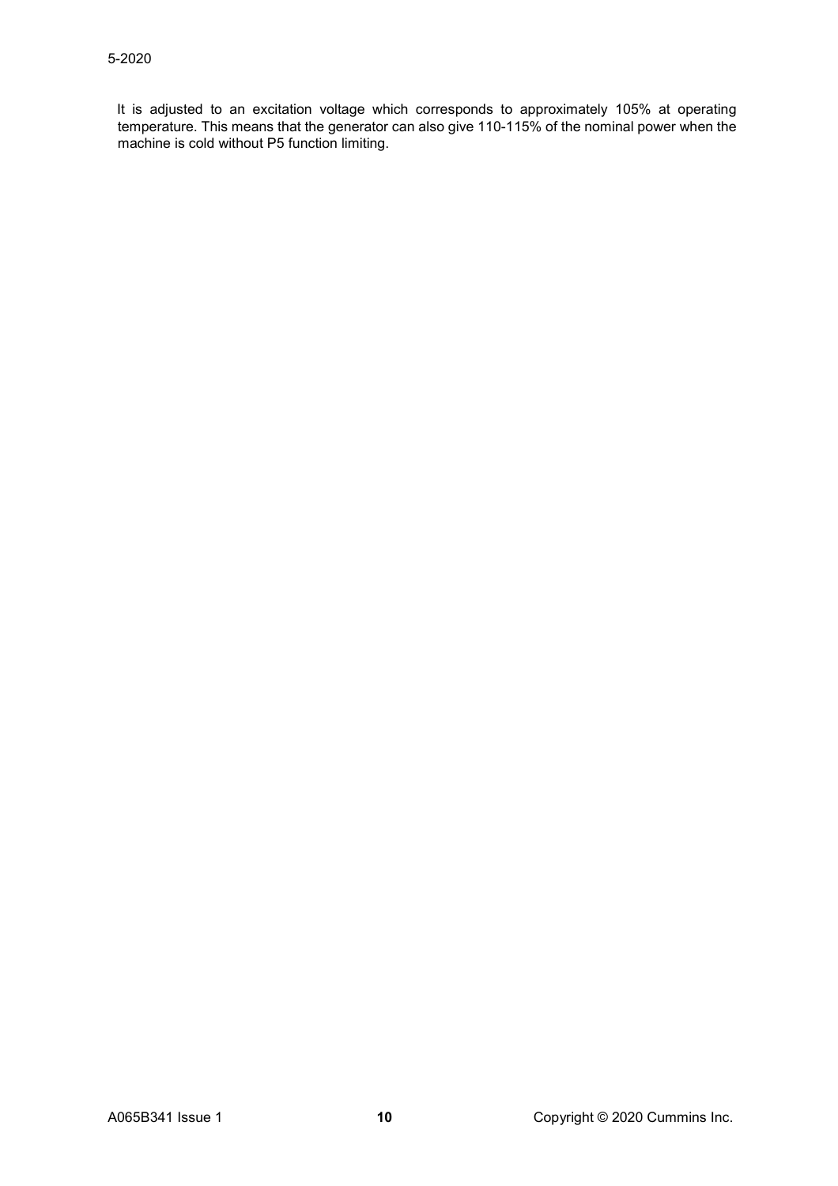It is adjusted to an excitation voltage which corresponds to approximately 105% at operating temperature. This means that the generator can also give 110-115% of the nominal power when the machine is cold without P5 function limiting.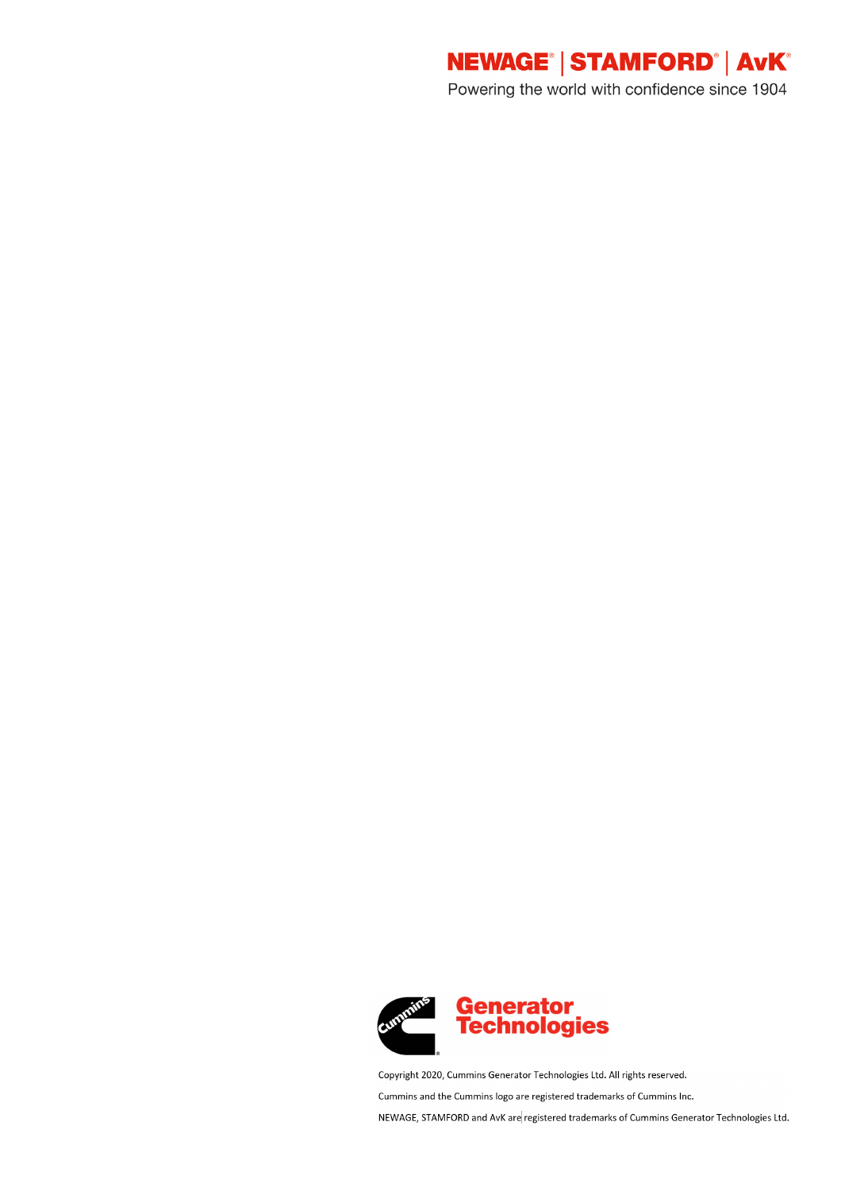NEWAGE® | STAMFORD® | AvK®

Powering the world with confidence since 1904

Generator Technologies

Copyright 2020, Cummins Generator Technologies Ltd. All rights reserved.

Cummins and the Cummins logo are registered trademarks of Cummins Inc.

NEWAGE, STAMFORD and AvK are registered trademarks of Cummins Generator Technologies Ltd.